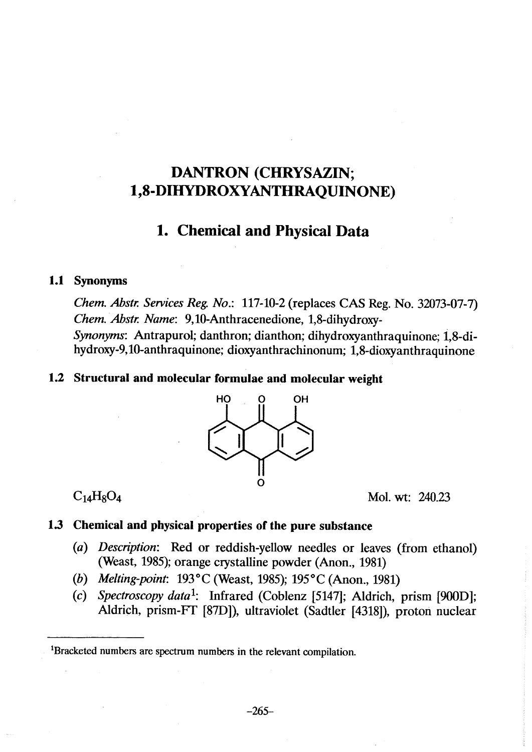# DANTRON (CHRYSAZIN; 1,8-DIHYDROXYANTHRAQUINONE)

## 1. Chemical and Physical Data

### 1.1 Synonyms

*Chem. Abstr. Services Reg. No.*: 117-10-2 (replaces CAS Reg. No. 32073-07-7)
*Chem. Abstr. Name*: 9,10-Anthracenedione, 1,8-dihydroxy-
*Synonyms*: Antrapurol; danthron; dianthon; dihydroxyanthraquinone; 1,8-dihydroxy-9,10-anthraquinone; dioxyanthrachinonum; 1,8-dioxyanthraquinone

### 1.2 Structural and molecular formulae and molecular weight

$C_{14}H_8O_4$ Mol. wt: 240.23

### 1.3 Chemical and physical properties of the pure substance

(*a*) *Description*: Red or reddish-yellow needles or leaves (from ethanol) (Weast, 1985); orange crystalline powder (Anon., 1981)

(*b*) *Melting-point*: 193 °C (Weast, 1985); 195 °C (Anon., 1981)

(*c*) *Spectroscopy data*[1]: Infrared (Coblenz [5147]; Aldrich, prism [900D]; Aldrich, prism-FT [87D]), ultraviolet (Sadtler [4318]), proton nuclear

[1]Bracketed numbers are spectrum numbers in the relevant compilation.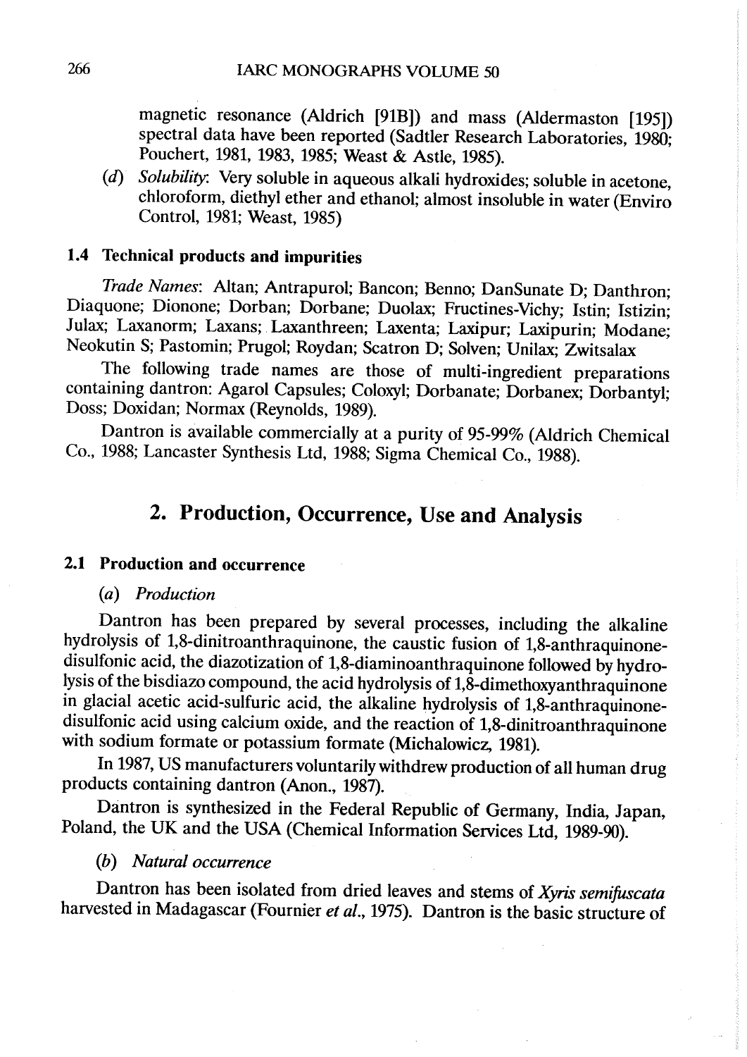magnetic resonance (Aldrich [91B]) and mass (Aldermaston [195]) spectral data have been reported (Sadtler Research Laboratories, 1980; Pouchert, 1981, 1983, 1985; Weast & Astle, 1985).

(*d*) *Solubility*: Very soluble in aqueous alkali hydroxides; soluble in acetone, chloroform, diethyl ether and ethanol; almost insoluble in water (Enviro Control, 1981; Weast, 1985)

### 1.4 Technical products and impurities

*Trade Names*: Altan; Antrapurol; Bancon; Benno; DanSunate D; Danthron; Diaquone; Dionone; Dorban; Dorbane; Duolax; Fructines-Vichy; Istin; Istizin; Julax; Laxanorm; Laxans; Laxanthreen; Laxenta; Laxipur; Laxipurin; Modane; Neokutin S; Pastomin; Prugol; Roydan; Scatron D; Solven; Unilax; Zwitsalax

The following trade names are those of multi-ingredient preparations containing dantron: Agarol Capsules; Coloxyl; Dorbanate; Dorbanex; Dorbantyl; Doss; Doxidan; Normax (Reynolds, 1989).

Dantron is available commercially at a purity of 95-99% (Aldrich Chemical Co., 1988; Lancaster Synthesis Ltd, 1988; Sigma Chemical Co., 1988).

## 2. Production, Occurrence, Use and Analysis

### 2.1 Production and occurrence

(*a*) *Production*

Dantron has been prepared by several processes, including the alkaline hydrolysis of 1,8-dinitroanthraquinone, the caustic fusion of 1,8-anthraquinonedisulfonic acid, the diazotization of 1,8-diaminoanthraquinone followed by hydrolysis of the bisdiazo compound, the acid hydrolysis of 1,8-dimethoxyanthraquinone in glacial acetic acid-sulfuric acid, the alkaline hydrolysis of 1,8-anthraquinonedisulfonic acid using calcium oxide, and the reaction of 1,8-dinitroanthraquinone with sodium formate or potassium formate (Michalowicz, 1981).

In 1987, US manufacturers voluntarily withdrew production of all human drug products containing dantron (Anon., 1987).

Dantron is synthesized in the Federal Republic of Germany, India, Japan, Poland, the UK and the USA (Chemical Information Services Ltd, 1989-90).

(*b*) *Natural occurrence*

Dantron has been isolated from dried leaves and stems of *Xyris semifuscata* harvested in Madagascar (Fournier *et al.*, 1975). Dantron is the basic structure of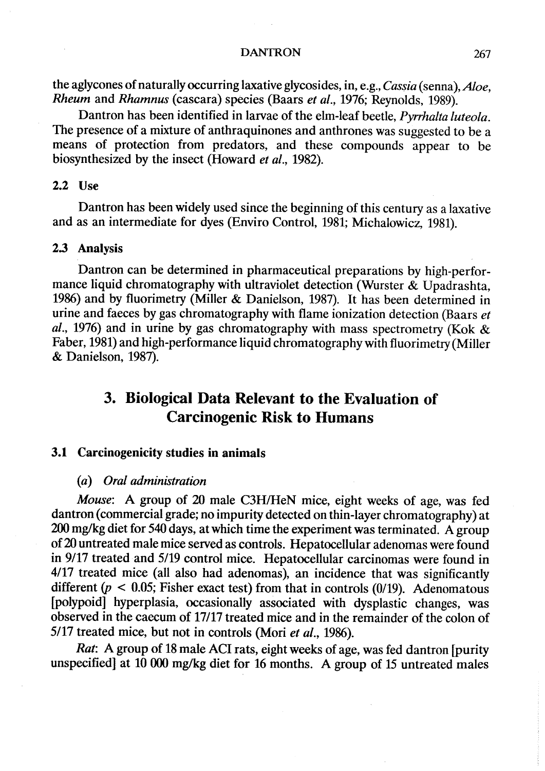the aglycones of naturally occurring laxative glycosides, in, e.g., *Cassia* (senna), *Aloe*, *Rheum* and *Rhamnus* (cascara) species (Baars *et al.*, 1976; Reynolds, 1989).

Dantron has been identified in larvae of the elm-leaf beetle, *Pyrrhalta luteola*. The presence of a mixture of anthraquinones and anthrones was suggested to be a means of protection from predators, and these compounds appear to be biosynthesized by the insect (Howard *et al.*, 1982).

### 2.2 Use

Dantron has been widely used since the beginning of this century as a laxative and as an intermediate for dyes (Enviro Control, 1981; Michalowicz, 1981).

### 2.3 Analysis

Dantron can be determined in pharmaceutical preparations by high-performance liquid chromatography with ultraviolet detection (Wurster & Upadrashta, 1986) and by fluorimetry (Miller & Danielson, 1987). It has been determined in urine and faeces by gas chromatography with flame ionization detection (Baars *et al.*, 1976) and in urine by gas chromatography with mass spectrometry (Kok & Faber, 1981) and high-performance liquid chromatography with fluorimetry (Miller & Danielson, 1987).

## 3. Biological Data Relevant to the Evaluation of Carcinogenic Risk to Humans

### 3.1 Carcinogenicity studies in animals

#### (a) *Oral administration*

*Mouse*: A group of 20 male C3H/HeN mice, eight weeks of age, was fed dantron (commercial grade; no impurity detected on thin-layer chromatography) at 200 mg/kg diet for 540 days, at which time the experiment was terminated. A group of 20 untreated male mice served as controls. Hepatocellular adenomas were found in 9/17 treated and 5/19 control mice. Hepatocellular carcinomas were found in 4/17 treated mice (all also had adenomas), an incidence that was significantly different ($p < 0.05$; Fisher exact test) from that in controls (0/19). Adenomatous [polypoid] hyperplasia, occasionally associated with dysplastic changes, was observed in the caecum of 17/17 treated mice and in the remainder of the colon of 5/17 treated mice, but not in controls (Mori *et al.*, 1986).

*Rat*: A group of 18 male ACI rats, eight weeks of age, was fed dantron [purity unspecified] at 10 000 mg/kg diet for 16 months. A group of 15 untreated males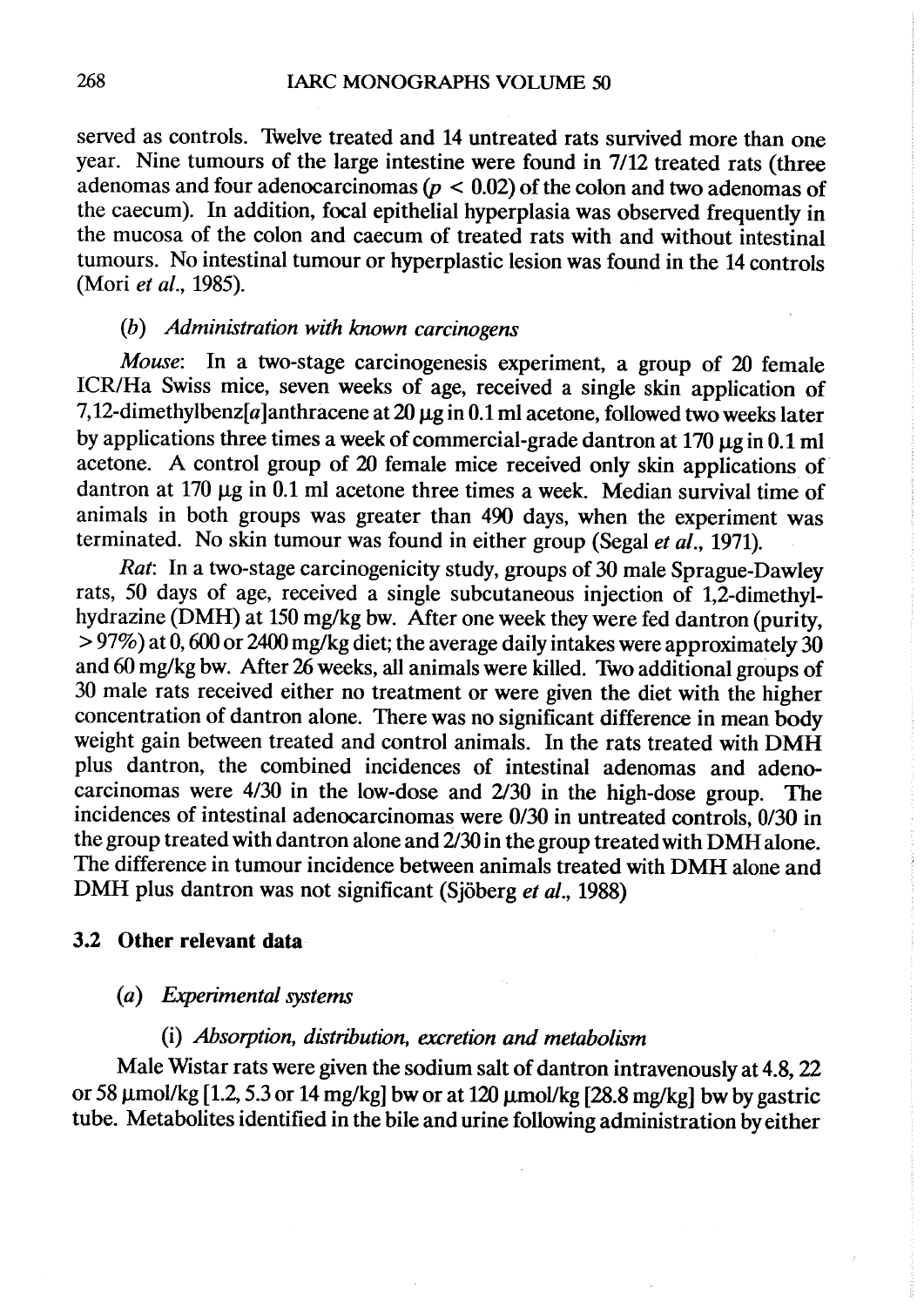served as controls. Twelve treated and 14 untreated rats survived more than one year. Nine tumours of the large intestine were found in 7/12 treated rats (three adenomas and four adenocarcinomas ($p < 0.02$) of the colon and two adenomas of the caecum). In addition, focal epithelial hyperplasia was observed frequently in the mucosa of the colon and caecum of treated rats with and without intestinal tumours. No intestinal tumour or hyperplastic lesion was found in the 14 controls (Mori *et al.*, 1985).

#### (*b*) *Administration with known carcinogens*

*Mouse*: In a two-stage carcinogenesis experiment, a group of 20 female ICR/Ha Swiss mice, seven weeks of age, received a single skin application of 7,12-dimethylbenz[*a*]anthracene at 20 μg in 0.1 ml acetone, followed two weeks later by applications three times a week of commercial-grade dantron at 170 μg in 0.1 ml acetone. A control group of 20 female mice received only skin applications of dantron at 170 μg in 0.1 ml acetone three times a week. Median survival time of animals in both groups was greater than 490 days, when the experiment was terminated. No skin tumour was found in either group (Segal *et al.*, 1971).

*Rat*: In a two-stage carcinogenicity study, groups of 30 male Sprague-Dawley rats, 50 days of age, received a single subcutaneous injection of 1,2-dimethyl-hydrazine (DMH) at 150 mg/kg bw. After one week they were fed dantron (purity, > 97%) at 0, 600 or 2400 mg/kg diet; the average daily intakes were approximately 30 and 60 mg/kg bw. After 26 weeks, all animals were killed. Two additional groups of 30 male rats received either no treatment or were given the diet with the higher concentration of dantron alone. There was no significant difference in mean body weight gain between treated and control animals. In the rats treated with DMH plus dantron, the combined incidences of intestinal adenomas and adeno-carcinomas were 4/30 in the low-dose and 2/30 in the high-dose group. The incidences of intestinal adenocarcinomas were 0/30 in untreated controls, 0/30 in the group treated with dantron alone and 2/30 in the group treated with DMH alone. The difference in tumour incidence between animals treated with DMH alone and DMH plus dantron was not significant (Sjöberg *et al.*, 1988)

### 3.2 Other relevant data

#### (*a*) *Experimental systems*

##### (i) *Absorption, distribution, excretion and metabolism*

Male Wistar rats were given the sodium salt of dantron intravenously at 4.8, 22 or 58 μmol/kg [1.2, 5.3 or 14 mg/kg] bw or at 120 μmol/kg [28.8 mg/kg] bw by gastric tube. Metabolites identified in the bile and urine following administration by either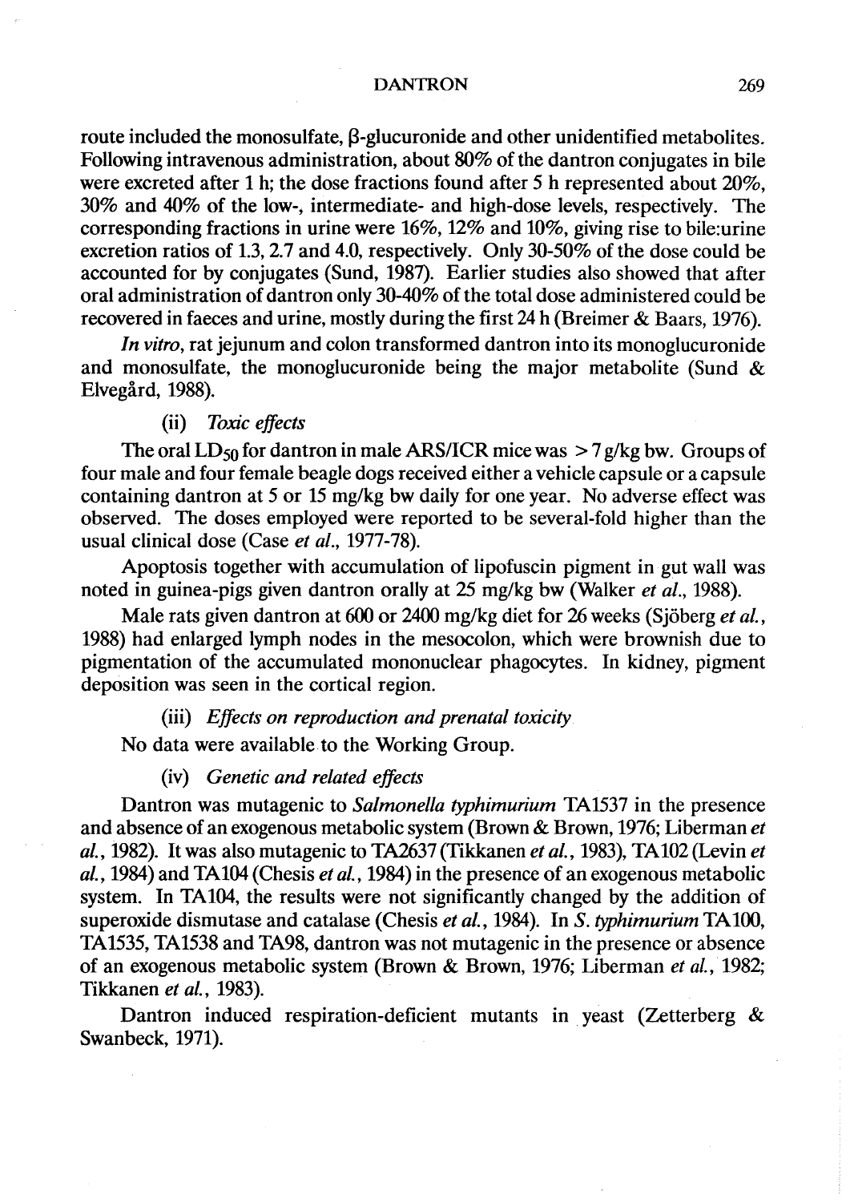route included the monosulfate, β-glucuronide and other unidentified metabolites. Following intravenous administration, about 80% of the dantron conjugates in bile were excreted after 1 h; the dose fractions found after 5 h represented about 20%, 30% and 40% of the low-, intermediate- and high-dose levels, respectively. The corresponding fractions in urine were 16%, 12% and 10%, giving rise to bile:urine excretion ratios of 1.3, 2.7 and 4.0, respectively. Only 30-50% of the dose could be accounted for by conjugates (Sund, 1987). Earlier studies also showed that after oral administration of dantron only 30-40% of the total dose administered could be recovered in faeces and urine, mostly during the first 24 h (Breimer & Baars, 1976).

*In vitro*, rat jejunum and colon transformed dantron into its monoglucuronide and monosulfate, the monoglucuronide being the major metabolite (Sund & Elvegård, 1988).

(ii) *Toxic effects*

The oral $LD_{50}$ for dantron in male ARS/ICR mice was > 7 g/kg bw. Groups of four male and four female beagle dogs received either a vehicle capsule or a capsule containing dantron at 5 or 15 mg/kg bw daily for one year. No adverse effect was observed. The doses employed were reported to be several-fold higher than the usual clinical dose (Case *et al.*, 1977-78).

Apoptosis together with accumulation of lipofuscin pigment in gut wall was noted in guinea-pigs given dantron orally at 25 mg/kg bw (Walker *et al.*, 1988).

Male rats given dantron at 600 or 2400 mg/kg diet for 26 weeks (Sjöberg *et al.*, 1988) had enlarged lymph nodes in the mesocolon, which were brownish due to pigmentation of the accumulated mononuclear phagocytes. In kidney, pigment deposition was seen in the cortical region.

(iii) *Effects on reproduction and prenatal toxicity*

No data were available to the Working Group.

(iv) *Genetic and related effects*

Dantron was mutagenic to *Salmonella typhimurium* TA1537 in the presence and absence of an exogenous metabolic system (Brown & Brown, 1976; Liberman *et al.*, 1982). It was also mutagenic to TA2637 (Tikkanen *et al.*, 1983), TA102 (Levin *et al.*, 1984) and TA104 (Chesis *et al.*, 1984) in the presence of an exogenous metabolic system. In TA104, the results were not significantly changed by the addition of superoxide dismutase and catalase (Chesis *et al.*, 1984). In *S. typhimurium* TA100, TA1535, TA1538 and TA98, dantron was not mutagenic in the presence or absence of an exogenous metabolic system (Brown & Brown, 1976; Liberman *et al.*, 1982; Tikkanen *et al.*, 1983).

Dantron induced respiration-deficient mutants in yeast (Zetterberg & Swanbeck, 1971).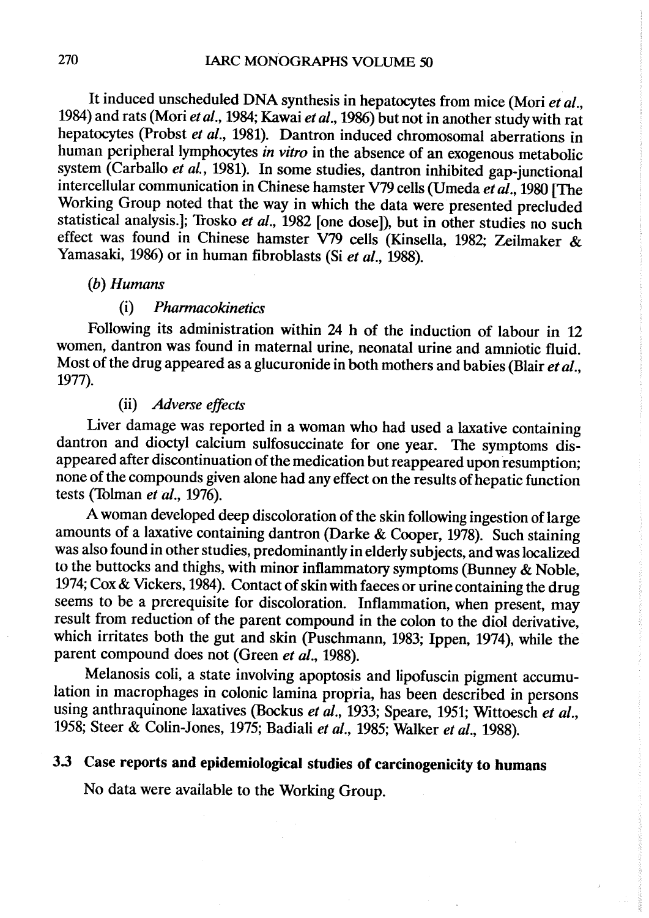It induced unscheduled DNA synthesis in hepatocytes from mice (Mori *et al.*, 1984) and rats (Mori *et al.*, 1984; Kawai *et al.*, 1986) but not in another study with rat hepatocytes (Probst *et al.*, 1981). Dantron induced chromosomal aberrations in human peripheral lymphocytes *in vitro* in the absence of an exogenous metabolic system (Carballo *et al.*, 1981). In some studies, dantron inhibited gap-junctional intercellular communication in Chinese hamster V79 cells (Umeda *et al.*, 1980 [The Working Group noted that the way in which the data were presented precluded statistical analysis.]; Trosko *et al.*, 1982 [one dose]), but in other studies no such effect was found in Chinese hamster V79 cells (Kinsella, 1982; Zeilmaker & Yamasaki, 1986) or in human fibroblasts (Si *et al.*, 1988).

*(b) Humans*

(i) *Pharmacokinetics*

Following its administration within 24 h of the induction of labour in 12 women, dantron was found in maternal urine, neonatal urine and amniotic fluid. Most of the drug appeared as a glucuronide in both mothers and babies (Blair *et al.*, 1977).

(ii) *Adverse effects*

Liver damage was reported in a woman who had used a laxative containing dantron and dioctyl calcium sulfosuccinate for one year. The symptoms disappeared after discontinuation of the medication but reappeared upon resumption; none of the compounds given alone had any effect on the results of hepatic function tests (Tolman *et al.*, 1976).

A woman developed deep discoloration of the skin following ingestion of large amounts of a laxative containing dantron (Darke & Cooper, 1978). Such staining was also found in other studies, predominantly in elderly subjects, and was localized to the buttocks and thighs, with minor inflammatory symptoms (Bunney & Noble, 1974; Cox & Vickers, 1984). Contact of skin with faeces or urine containing the drug seems to be a prerequisite for discoloration. Inflammation, when present, may result from reduction of the parent compound in the colon to the diol derivative, which irritates both the gut and skin (Puschmann, 1983; Ippen, 1974), while the parent compound does not (Green *et al.*, 1988).

Melanosis coli, a state involving apoptosis and lipofuscin pigment accumulation in macrophages in colonic lamina propria, has been described in persons using anthraquinone laxatives (Bockus *et al.*, 1933; Speare, 1951; Wittoesch *et al.*, 1958; Steer & Colin-Jones, 1975; Badiali *et al.*, 1985; Walker *et al.*, 1988).

### 3.3 Case reports and epidemiological studies of carcinogenicity to humans

No data were available to the Working Group.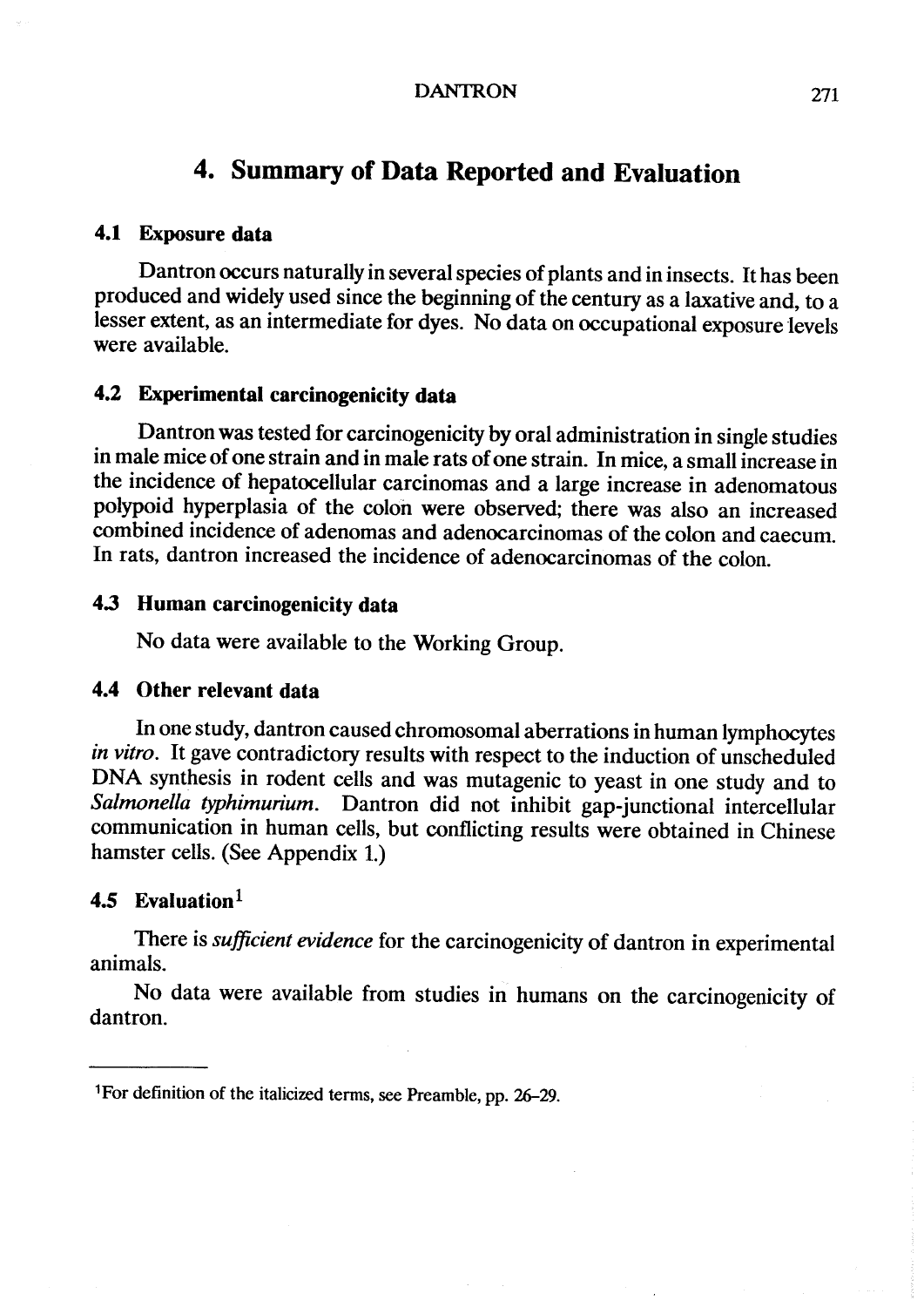## 4. Summary of Data Reported and Evaluation

### 4.1 Exposure data

Dantron occurs naturally in several species of plants and in insects. It has been produced and widely used since the beginning of the century as a laxative and, to a lesser extent, as an intermediate for dyes. No data on occupational exposure levels were available.

### 4.2 Experimental carcinogenicity data

Dantron was tested for carcinogenicity by oral administration in single studies in male mice of one strain and in male rats of one strain. In mice, a small increase in the incidence of hepatocellular carcinomas and a large increase in adenomatous polypoid hyperplasia of the colon were observed; there was also an increased combined incidence of adenomas and adenocarcinomas of the colon and caecum. In rats, dantron increased the incidence of adenocarcinomas of the colon.

### 4.3 Human carcinogenicity data

No data were available to the Working Group.

### 4.4 Other relevant data

In one study, dantron caused chromosomal aberrations in human lymphocytes *in vitro*. It gave contradictory results with respect to the induction of unscheduled DNA synthesis in rodent cells and was mutagenic to yeast in one study and to *Salmonella typhimurium*. Dantron did not inhibit gap-junctional intercellular communication in human cells, but conflicting results were obtained in Chinese hamster cells. (See Appendix 1.)

### 4.5 Evaluation[1]

There is *sufficient evidence* for the carcinogenicity of dantron in experimental animals.

No data were available from studies in humans on the carcinogenicity of dantron.

---

[1]For definition of the italicized terms, see Preamble, pp. 26–29.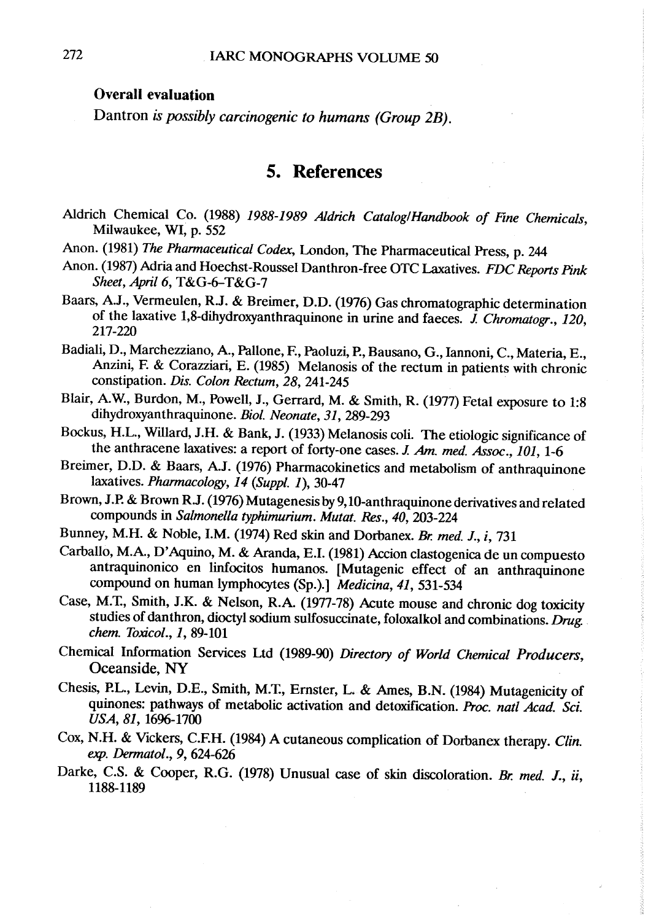**Overall evaluation**

Dantron *is possibly carcinogenic to humans (Group 2B).*

## 5. References

Aldrich Chemical Co. (1988) *1988-1989 Aldrich Catalog/Handbook of Fine Chemicals*, Milwaukee, WI, p. 552

Anon. (1981) *The Pharmaceutical Codex*, London, The Pharmaceutical Press, p. 244

Anon. (1987) Adria and Hoechst-Roussel Danthron-free OTC Laxatives. *FDC Reports Pink Sheet, April 6*, T&G-6–T&G-7

Baars, A.J., Vermeulen, R.J. & Breimer, D.D. (1976) Gas chromatographic determination of the laxative 1,8-dihydroxyanthraquinone in urine and faeces. *J. Chromatogr., 120*, 217-220

Badiali, D., Marchezziano, A., Pallone, F., Paoluzi, P., Bausano, G., Iannoni, C., Materia, E., Anzini, F. & Corazziari, E. (1985) Melanosis of the rectum in patients with chronic constipation. *Dis. Colon Rectum, 28*, 241-245

Blair, A.W., Burdon, M., Powell, J., Gerrard, M. & Smith, R. (1977) Fetal exposure to 1:8 dihydroxyanthraquinone. *Biol. Neonate, 31*, 289-293

Bockus, H.L., Willard, J.H. & Bank, J. (1933) Melanosis coli. The etiologic significance of the anthracene laxatives: a report of forty-one cases. *J. Am. med. Assoc., 101*, 1-6

Breimer, D.D. & Baars, A.J. (1976) Pharmacokinetics and metabolism of anthraquinone laxatives. *Pharmacology, 14 (Suppl. 1)*, 30-47

Brown, J.P. & Brown R.J. (1976) Mutagenesis by 9,10-anthraquinone derivatives and related compounds in *Salmonella typhimurium*. *Mutat. Res., 40*, 203-224

Bunney, M.H. & Noble, I.M. (1974) Red skin and Dorbanex. *Br. med. J., i*, 731

Carballo, M.A., D'Aquino, M. & Aranda, E.I. (1981) Accion clastogenica de un compuesto antraquinonico en linfocitos humanos. [Mutagenic effect of an anthraquinone compound on human lymphocytes (Sp.).] *Medicina, 41*, 531-534

Case, M.T., Smith, J.K. & Nelson, R.A. (1977-78) Acute mouse and chronic dog toxicity studies of danthron, dioctyl sodium sulfosuccinate, foloxalkol and combinations. *Drug chem. Toxicol., 1*, 89-101

Chemical Information Services Ltd (1989-90) *Directory of World Chemical Producers*, Oceanside, NY

Chesis, P.L., Levin, D.E., Smith, M.T., Ernster, L. & Ames, B.N. (1984) Mutagenicity of quinones: pathways of metabolic activation and detoxification. *Proc. natl Acad. Sci. USA, 81*, 1696-1700

Cox, N.H. & Vickers, C.F.H. (1984) A cutaneous complication of Dorbanex therapy. *Clin. exp. Dermatol., 9*, 624-626

Darke, C.S. & Cooper, R.G. (1978) Unusual case of skin discoloration. *Br. med. J., ii*, 1188-1189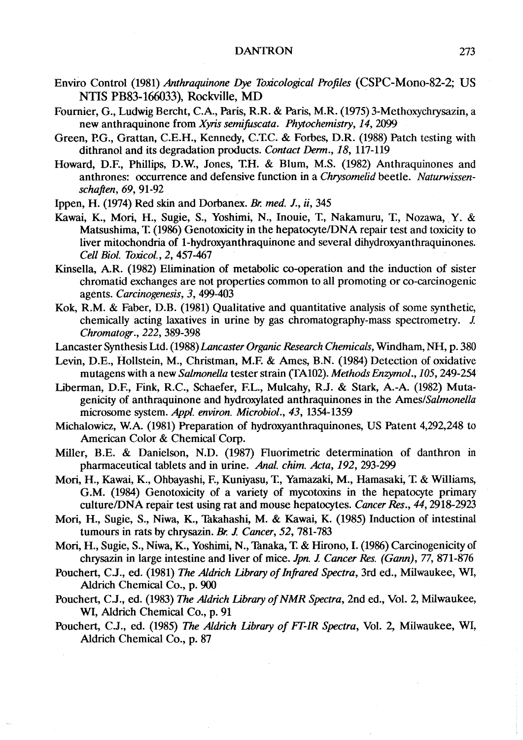Enviro Control (1981) *Anthraquinone Dye Toxicological Profiles* (CSPC-Mono-82-2; US NTIS PB83-166033), Rockville, MD

Fournier, G., Ludwig Bercht, C.A., Paris, R.R. & Paris, M.R. (1975) 3-Methoxychrysazin, a new anthraquinone from *Xyris semifuscata*. *Phytochemistry*, *14*, 2099

Green, P.G., Grattan, C.E.H., Kennedy, C.T.C. & Forbes, D.R. (1988) Patch testing with dithranol and its degradation products. *Contact Derm.*, *18*, 117-119

Howard, D.F., Phillips, D.W., Jones, T.H. & Blum, M.S. (1982) Anthraquinones and anthrones: occurrence and defensive function in a *Chrysomelid* beetle. *Naturwissenschaften*, *69*, 91-92

Ippen, H. (1974) Red skin and Dorbanex. *Br. med. J.*, *ii*, 345

Kawai, K., Mori, H., Sugie, S., Yoshimi, N., Inouie, T., Nakamuru, T., Nozawa, Y. & Matsushima, T. (1986) Genotoxicity in the hepatocyte/DNA repair test and toxicity to liver mitochondria of 1-hydroxyanthraquinone and several dihydroxyanthraquinones. *Cell Biol. Toxicol.*, *2*, 457-467

Kinsella, A.R. (1982) Elimination of metabolic co-operation and the induction of sister chromatid exchanges are not properties common to all promoting or co-carcinogenic agents. *Carcinogenesis*, *3*, 499-403

Kok, R.M. & Faber, D.B. (1981) Qualitative and quantitative analysis of some synthetic, chemically acting laxatives in urine by gas chromatography-mass spectrometry. *J. Chromatogr.*, *222*, 389-398

Lancaster Synthesis Ltd. (1988) *Lancaster Organic Research Chemicals*, Windham, NH, p. 380

Levin, D.E., Hollstein, M., Christman, M.F. & Ames, B.N. (1984) Detection of oxidative mutagens with a new *Salmonella* tester strain (TA102). *Methods Enzymol.*, *105*, 249-254

Liberman, D.F., Fink, R.C., Schaefer, F.L., Mulcahy, R.J. & Stark, A.-A. (1982) Mutagenicity of anthraquinone and hydroxylated anthraquinones in the Ames/*Salmonella* microsome system. *Appl. environ. Microbiol.*, *43*, 1354-1359

Michalowicz, W.A. (1981) Preparation of hydroxyanthraquinones, US Patent 4,292,248 to American Color & Chemical Corp.

Miller, B.E. & Danielson, N.D. (1987) Fluorimetric determination of danthron in pharmaceutical tablets and in urine. *Anal. chim. Acta*, *192*, 293-299

Mori, H., Kawai, K., Ohbayashi, F., Kuniyasu, T., Yamazaki, M., Hamasaki, T. & Williams, G.M. (1984) Genotoxicity of a variety of mycotoxins in the hepatocyte primary culture/DNA repair test using rat and mouse hepatocytes. *Cancer Res.*, *44*, 2918-2923

Mori, H., Sugie, S., Niwa, K., Takahashi, M. & Kawai, K. (1985) Induction of intestinal tumours in rats by chrysazin. *Br. J. Cancer*, *52*, 781-783

Mori, H., Sugie, S., Niwa, K., Yoshimi, N., Tanaka, T. & Hirono, I. (1986) Carcinogenicity of chrysazin in large intestine and liver of mice. *Jpn. J. Cancer Res. (Gann)*, *77*, 871-876

Pouchert, C.J., ed. (1981) *The Aldrich Library of Infrared Spectra*, 3rd ed., Milwaukee, WI, Aldrich Chemical Co., p. 900

Pouchert, C.J., ed. (1983) *The Aldrich Library of NMR Spectra*, 2nd ed., Vol. 2, Milwaukee, WI, Aldrich Chemical Co., p. 91

Pouchert, C.J., ed. (1985) *The Aldrich Library of FT-IR Spectra*, Vol. 2, Milwaukee, WI, Aldrich Chemical Co., p. 87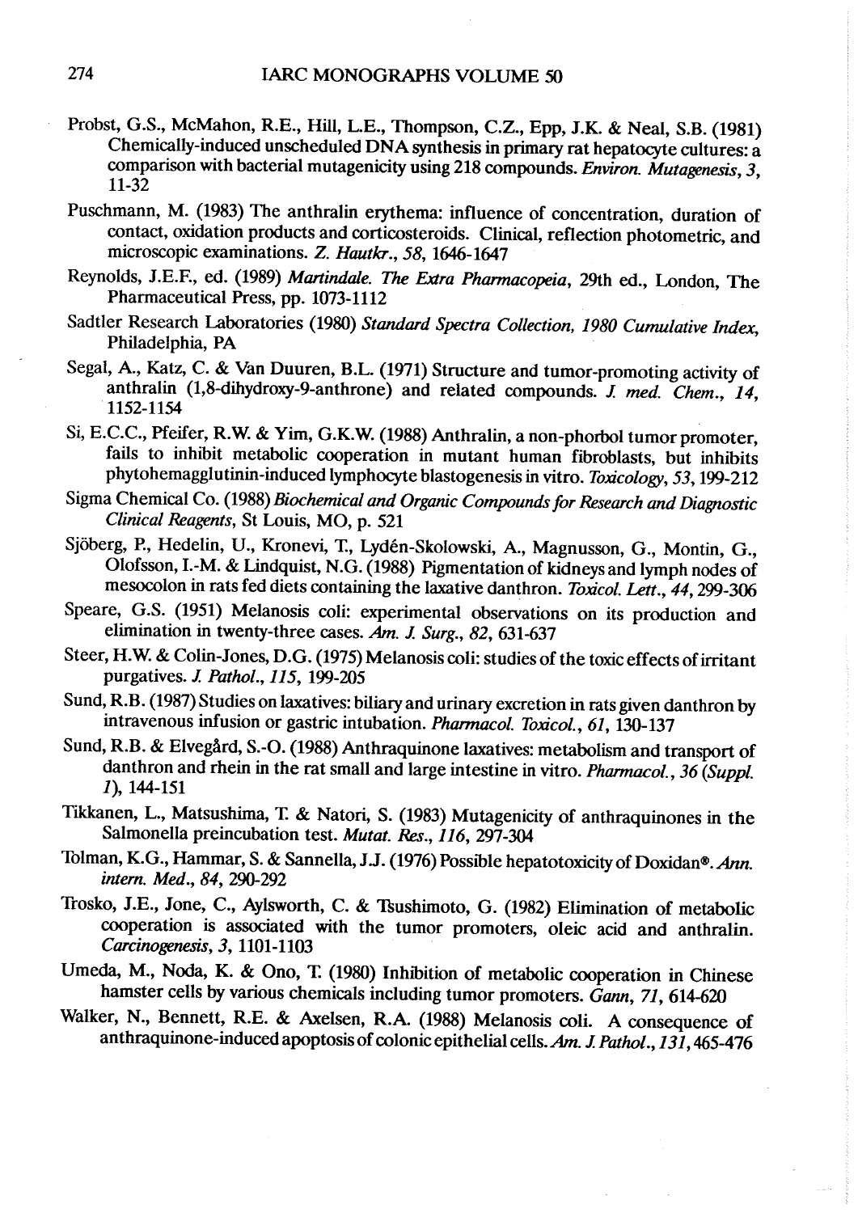Probst, G.S., McMahon, R.E., Hill, L.E., Thompson, C.Z., Epp, J.K. & Neal, S.B. (1981) Chemically-induced unscheduled DNA synthesis in primary rat hepatocyte cultures: a comparison with bacterial mutagenicity using 218 compounds. *Environ. Mutagenesis*, *3*, 11-32

Puschmann, M. (1983) The anthralin erythema: influence of concentration, duration of contact, oxidation products and corticosteroids. Clinical, reflection photometric, and microscopic examinations. *Z. Hautkr.*, *58*, 1646-1647

Reynolds, J.E.F., ed. (1989) *Martindale. The Extra Pharmacopeia*, 29th ed., London, The Pharmaceutical Press, pp. 1073-1112

Sadtler Research Laboratories (1980) *Standard Spectra Collection, 1980 Cumulative Index*, Philadelphia, PA

Segal, A., Katz, C. & Van Duuren, B.L. (1971) Structure and tumor-promoting activity of anthralin (1,8-dihydroxy-9-anthrone) and related compounds. *J. med. Chem.*, *14*, 1152-1154

Si, E.C.C., Pfeifer, R.W. & Yim, G.K.W. (1988) Anthralin, a non-phorbol tumor promoter, fails to inhibit metabolic cooperation in mutant human fibroblasts, but inhibits phytohemagglutinin-induced lymphocyte blastogenesis in vitro. *Toxicology*, *53*, 199-212

Sigma Chemical Co. (1988) *Biochemical and Organic Compounds for Research and Diagnostic Clinical Reagents*, St Louis, MO, p. 521

Sjöberg, P., Hedelin, U., Kronevi, T., Lydén-Skolowski, A., Magnusson, G., Montin, G., Olofsson, I.-M. & Lindquist, N.G. (1988) Pigmentation of kidneys and lymph nodes of mesocolon in rats fed diets containing the laxative danthron. *Toxicol. Lett.*, *44*, 299-306

Speare, G.S. (1951) Melanosis coli: experimental observations on its production and elimination in twenty-three cases. *Am. J. Surg.*, *82*, 631-637

Steer, H.W. & Colin-Jones, D.G. (1975) Melanosis coli: studies of the toxic effects of irritant purgatives. *J. Pathol.*, *115*, 199-205

Sund, R.B. (1987) Studies on laxatives: biliary and urinary excretion in rats given danthron by intravenous infusion or gastric intubation. *Pharmacol. Toxicol.*, *61*, 130-137

Sund, R.B. & Elvegård, S.-O. (1988) Anthraquinone laxatives: metabolism and transport of danthron and rhein in the rat small and large intestine in vitro. *Pharmacol.*, *36 (Suppl. 1)*, 144-151

Tikkanen, L., Matsushima, T. & Natori, S. (1983) Mutagenicity of anthraquinones in the Salmonella preincubation test. *Mutat. Res.*, *116*, 297-304

Tolman, K.G., Hammar, S. & Sannella, J.J. (1976) Possible hepatotoxicity of Doxidan®. *Ann. intern. Med.*, *84*, 290-292

Trosko, J.E., Jone, C., Aylsworth, C. & Tsushimoto, G. (1982) Elimination of metabolic cooperation is associated with the tumor promoters, oleic acid and anthralin. *Carcinogenesis*, *3*, 1101-1103

Umeda, M., Noda, K. & Ono, T. (1980) Inhibition of metabolic cooperation in Chinese hamster cells by various chemicals including tumor promoters. *Gann*, *71*, 614-620

Walker, N., Bennett, R.E. & Axelsen, R.A. (1988) Melanosis coli. A consequence of anthraquinone-induced apoptosis of colonic epithelial cells. *Am. J. Pathol.*, *131*, 465-476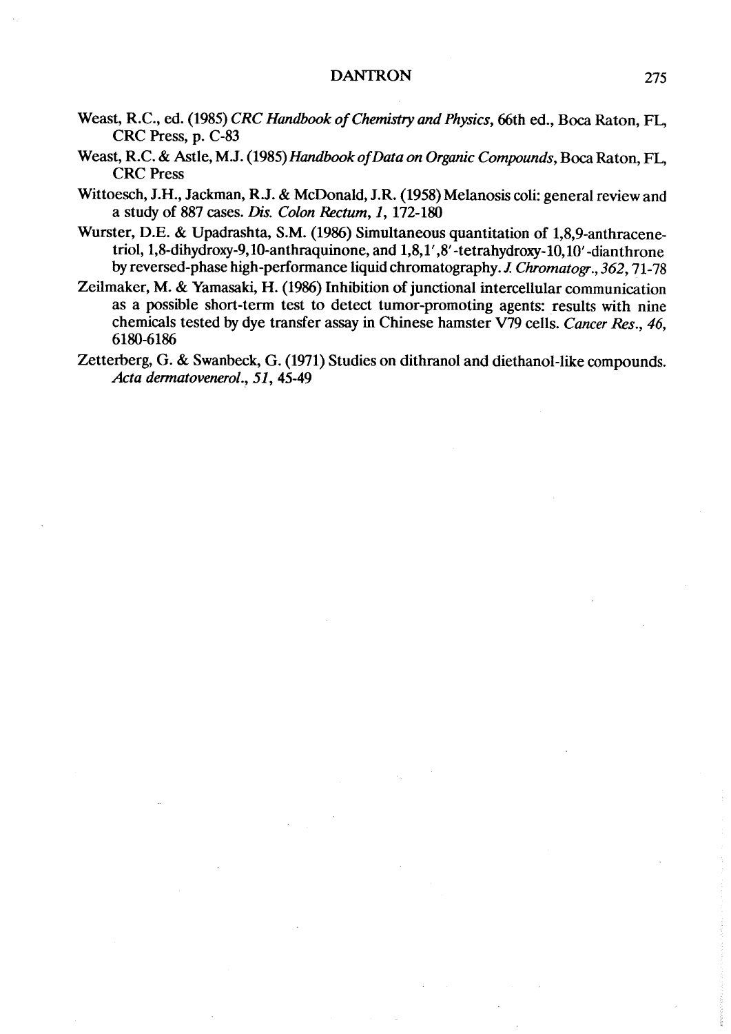Weast, R.C., ed. (1985) *CRC Handbook of Chemistry and Physics*, 66th ed., Boca Raton, FL, CRC Press, p. C-83

Weast, R.C. & Astle, M.J. (1985) *Handbook of Data on Organic Compounds*, Boca Raton, FL, CRC Press

Wittoesch, J.H., Jackman, R.J. & McDonald, J.R. (1958) Melanosis coli: general review and a study of 887 cases. *Dis. Colon Rectum*, *1*, 172-180

Wurster, D.E. & Upadrashta, S.M. (1986) Simultaneous quantitation of 1,8,9-anthracenetriol, 1,8-dihydroxy-9,10-anthraquinone, and 1,8,1′,8′-tetrahydroxy-10,10′-dianthrone by reversed-phase high-performance liquid chromatography. *J. Chromatogr.*, *362*, 71-78

Zeilmaker, M. & Yamasaki, H. (1986) Inhibition of junctional intercellular communication as a possible short-term test to detect tumor-promoting agents: results with nine chemicals tested by dye transfer assay in Chinese hamster V79 cells. *Cancer Res.*, *46*, 6180-6186

Zetterberg, G. & Swanbeck, G. (1971) Studies on dithranol and diethanol-like compounds. *Acta dermatovenerol.*, *51*, 45-49